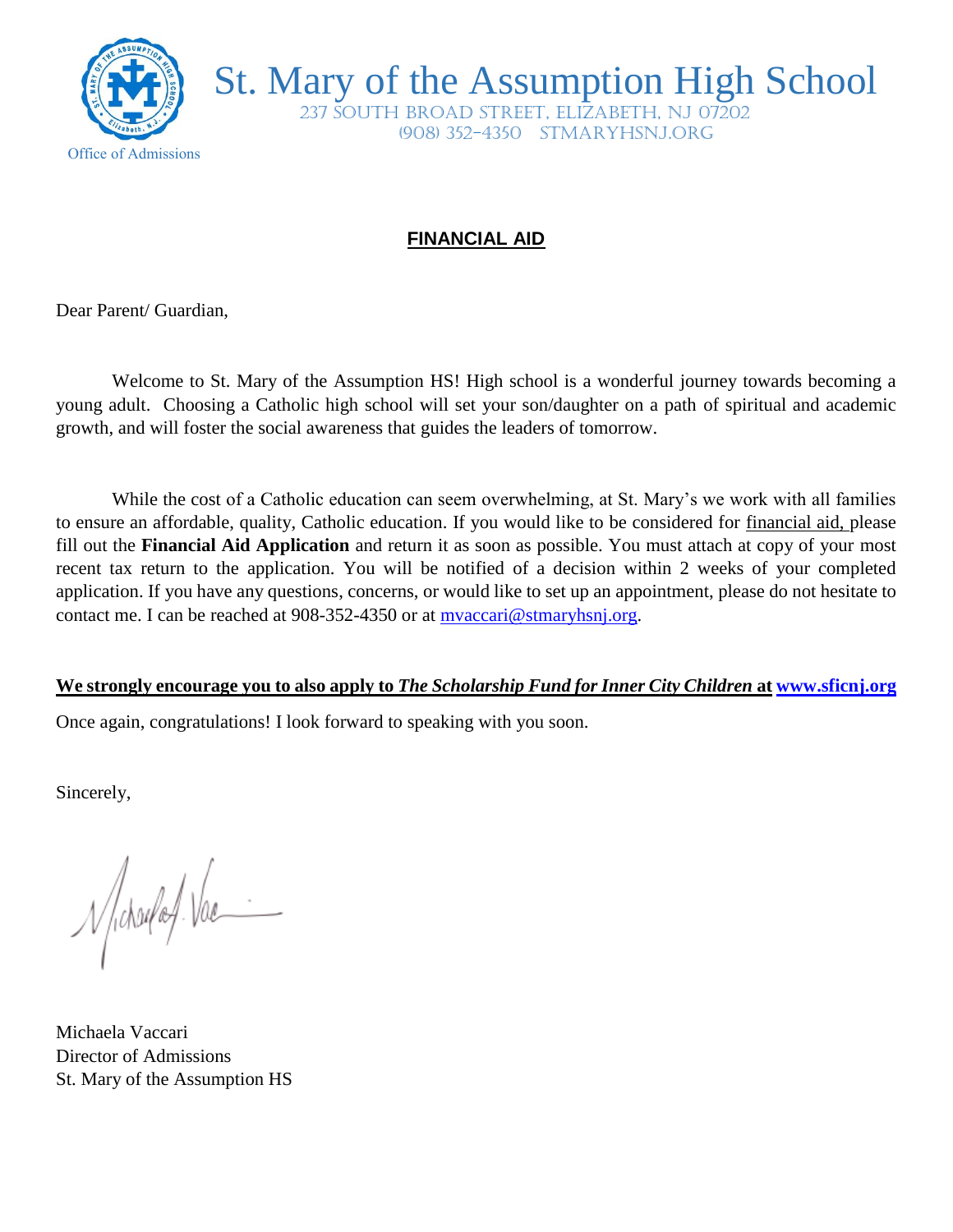# St. Mary of the Assumption High School

237 SOUTH BROAD STREET, ELIZABETH, NJ 07202
(908) 352-4350 STMARYHSNJ.ORG

Office of Admissions

## FINANCIAL AID

Dear Parent/ Guardian,

Welcome to St. Mary of the Assumption HS! High school is a wonderful journey towards becoming a young adult. Choosing a Catholic high school will set your son/daughter on a path of spiritual and academic growth, and will foster the social awareness that guides the leaders of tomorrow.

While the cost of a Catholic education can seem overwhelming, at St. Mary's we work with all families to ensure an affordable, quality, Catholic education. If you would like to be considered for financial aid, please fill out the **Financial Aid Application** and return it as soon as possible. You must attach at copy of your most recent tax return to the application. You will be notified of a decision within 2 weeks of your completed application. If you have any questions, concerns, or would like to set up an appointment, please do not hesitate to contact me. I can be reached at 908-352-4350 or at mvaccari@stmaryhsnj.org.

**We strongly encourage you to also apply to *The Scholarship Fund for Inner City Children* at www.sficnj.org**

Once again, congratulations! I look forward to speaking with you soon.

Sincerely,

Michaela Vaccari
Director of Admissions
St. Mary of the Assumption HS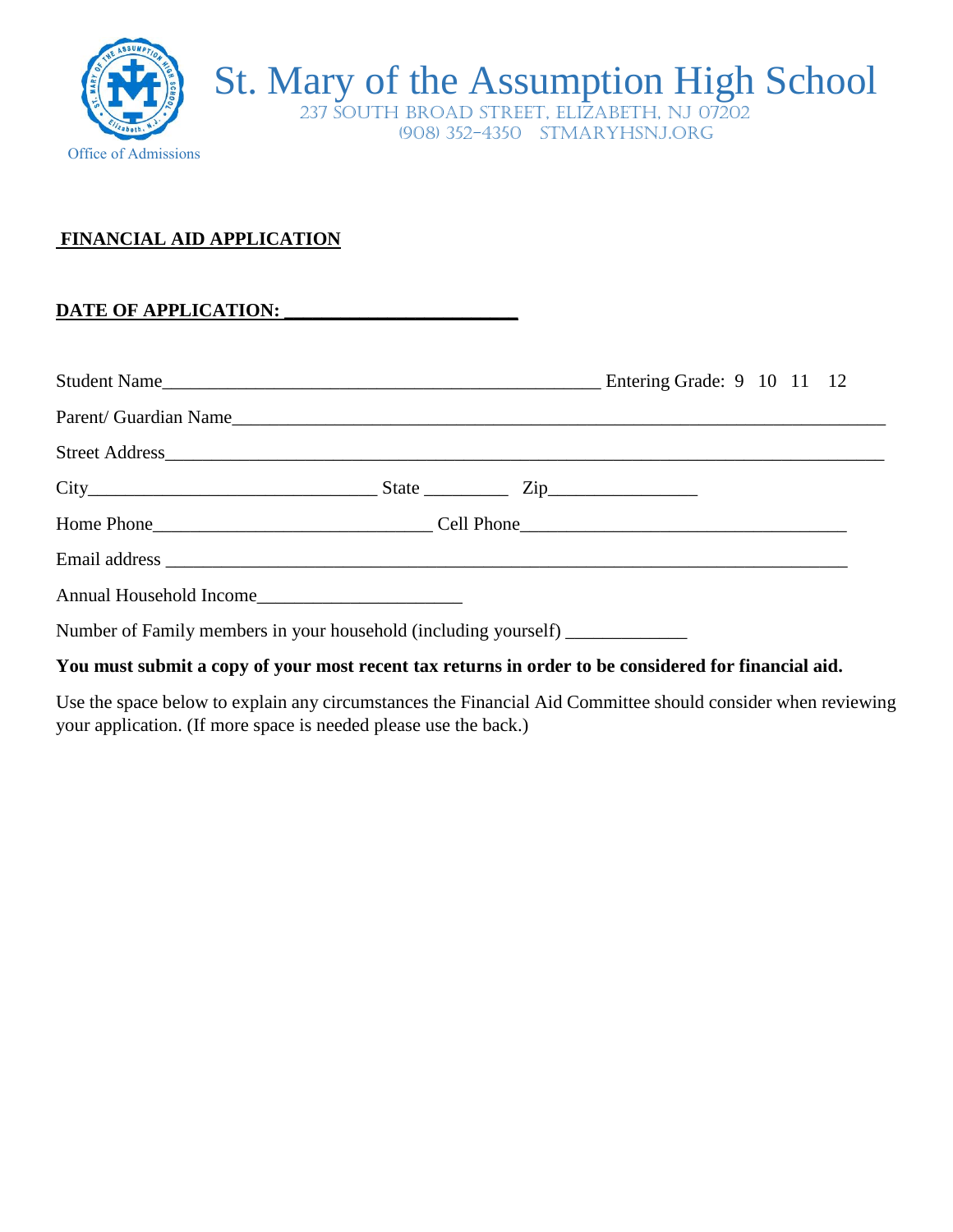# St. Mary of the Assumption High School

237 SOUTH BROAD STREET, ELIZABETH, NJ 07202
(908) 352-4350 STMARYHSNJ.ORG

Office of Admissions

**FINANCIAL AID APPLICATION**

**DATE OF APPLICATION: _______________________**

Student Name_____________________________________________ Entering Grade: 9 10 11 12

Parent/ Guardian Name_________________________________________________________________

Street Address_______________________________________________________________________

City_____________________________ State _________ Zip________________

Home Phone____________________________ Cell Phone________________________________

Email address ______________________________________________________________________

Annual Household Income______________________

Number of Family members in your household (including yourself) _____________

**You must submit a copy of your most recent tax returns in order to be considered for financial aid.**

Use the space below to explain any circumstances the Financial Aid Committee should consider when reviewing your application. (If more space is needed please use the back.)